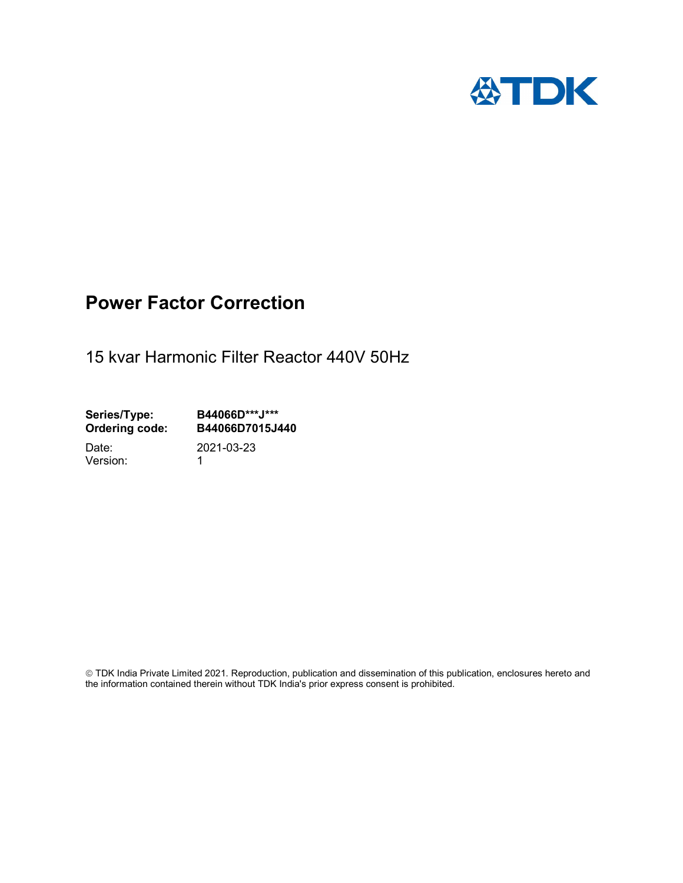TDK

# Power Factor Correction

15 kvar Harmonic Filter Reactor 440V 50Hz

**Series/Type:** **B44066D***J*****
**Ordering code:** **B44066D7015J440**

Date: 2021-03-23
Version: 1

© TDK India Private Limited 2021. Reproduction, publication and dissemination of this publication, enclosures hereto and the information contained therein without TDK India's prior express consent is prohibited.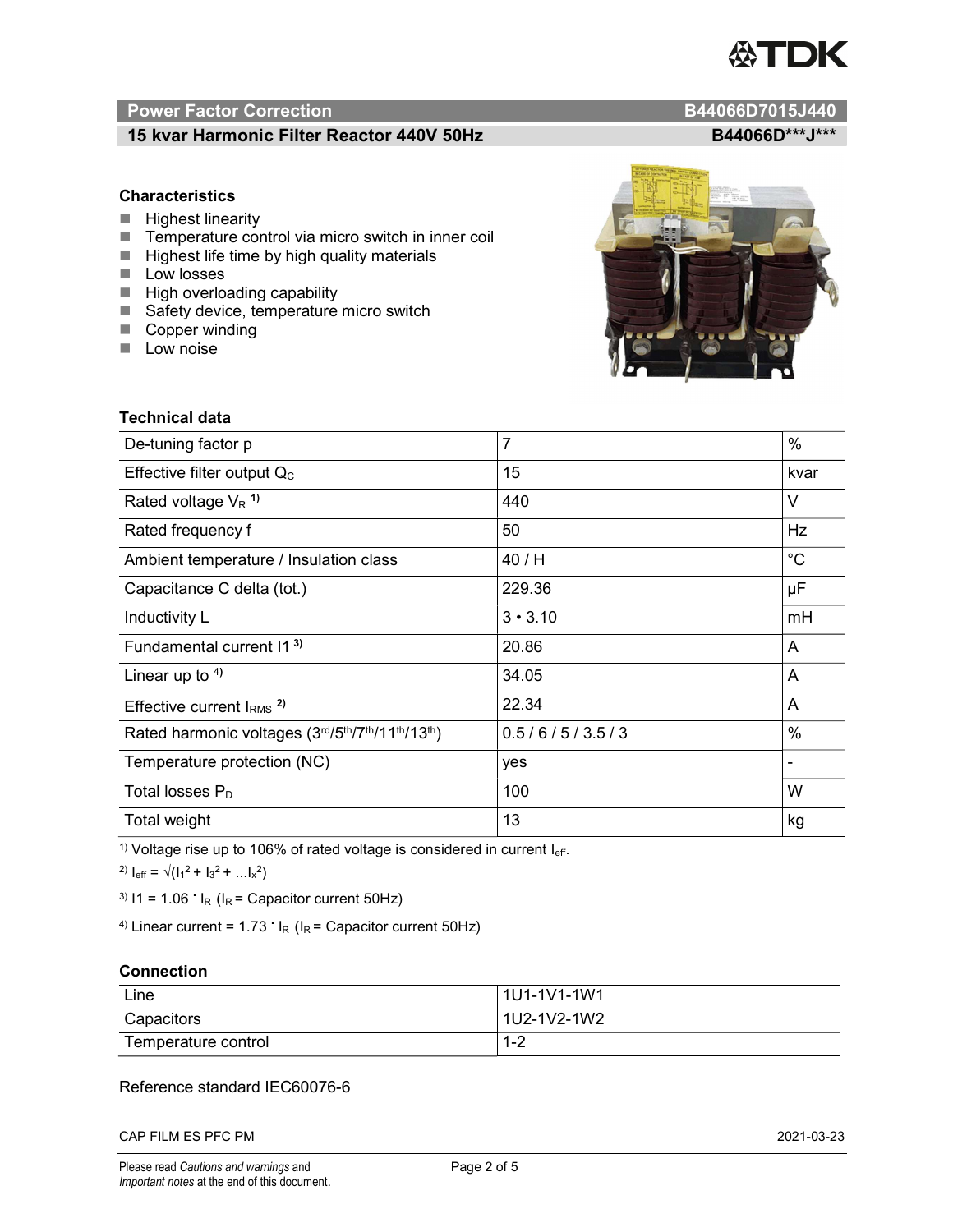## Power Factor Correction — B44066D7015J440

### 15 kvar Harmonic Filter Reactor 440V 50Hz — B44066D***J***

### Characteristics

- Highest linearity
- Temperature control via micro switch in inner coil
- Highest life time by high quality materials
- Low losses
- High overloading capability
- Safety device, temperature micro switch
- Copper winding
- Low noise

### Technical data

| Parameter | Value | Unit |
|---|---|---|
| De-tuning factor p | 7 | % |
| Effective filter output $Q_C$ | 15 | kvar |
| Rated voltage $V_R$ [1)] | 440 | V |
| Rated frequency f | 50 | Hz |
| Ambient temperature / Insulation class | 40 / H | °C |
| Capacitance C delta (tot.) | 229.36 | µF |
| Inductivity L | 3 • 3.10 | mH |
| Fundamental current I1 [3)] | 20.86 | A |
| Linear up to [4)] | 34.05 | A |
| Effective current $I_{RMS}$ [2)] | 22.34 | A |
| Rated harmonic voltages (3rd/5th/7th/11th/13th) | 0.5 / 6 / 5 / 3.5 / 3 | % |
| Temperature protection (NC) | yes | - |
| Total losses $P_D$ | 100 | W |
| Total weight | 13 | kg |

[1)] Voltage rise up to 106% of rated voltage is considered in current $I_{eff}$.

[2)] $I_{eff} = \sqrt{(I_1^2 + I_3^2 + \ldots I_x^2)}$

[3)] $I1 = 1.06 \cdot I_R$ ($I_R$ = Capacitor current 50Hz)

[4)] Linear current = $1.73 \cdot I_R$ ($I_R$ = Capacitor current 50Hz)

### Connection

| Connection | Terminals |
|---|---|
| Line | 1U1-1V1-1W1 |
| Capacitors | 1U2-1V2-1W2 |
| Temperature control | 1-2 |

Reference standard IEC60076-6

CAP FILM ES PFC PM — 2021-03-23

Please read *Cautions and warnings* and *Important notes* at the end of this document.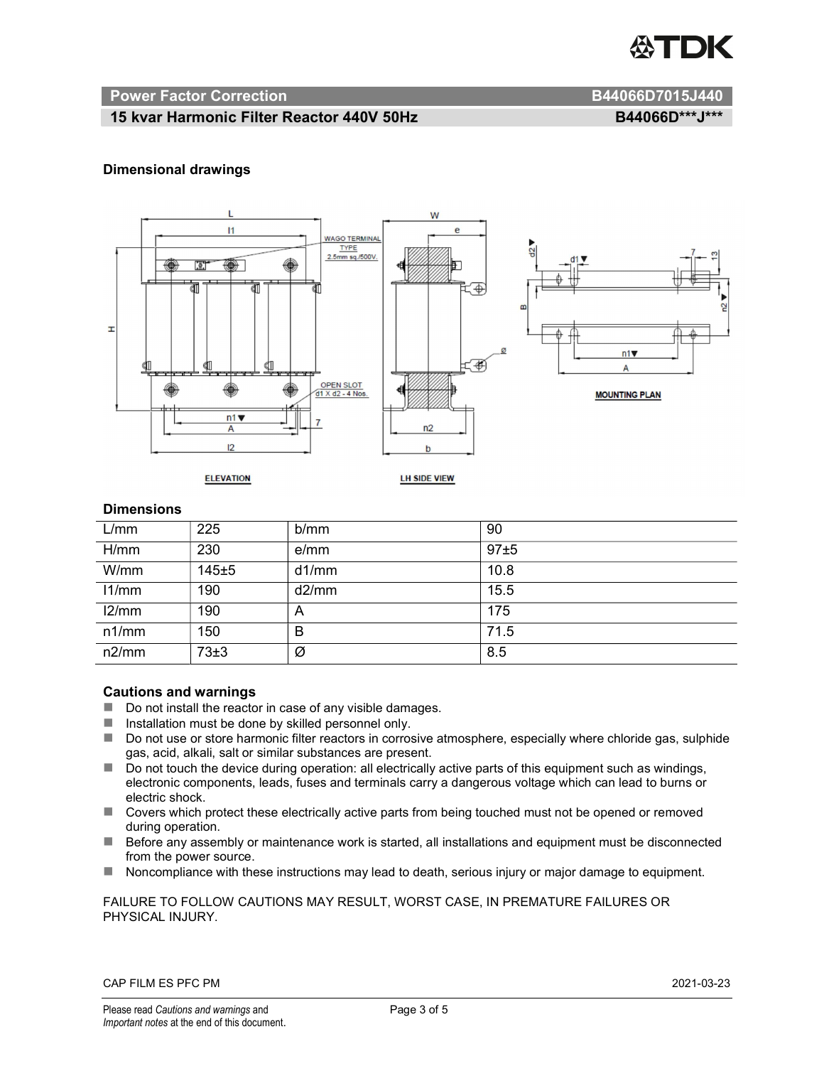## Power Factor Correction B44066D7015J440

## 15 kvar Harmonic Filter Reactor 440V 50Hz B44066D***J***

### Dimensional drawings

### Dimensions

| L/mm | 225 | b/mm | 90 |
|---|---|---|---|
| H/mm | 230 | e/mm | 97±5 |
| W/mm | 145±5 | d1/mm | 10.8 |
| l1/mm | 190 | d2/mm | 15.5 |
| l2/mm | 190 | A | 175 |
| n1/mm | 150 | B | 71.5 |
| n2/mm | 73±3 | Ø | 8.5 |

### Cautions and warnings

- Do not install the reactor in case of any visible damages.
- Installation must be done by skilled personnel only.
- Do not use or store harmonic filter reactors in corrosive atmosphere, especially where chloride gas, sulphide gas, acid, alkali, salt or similar substances are present.
- Do not touch the device during operation: all electrically active parts of this equipment such as windings, electronic components, leads, fuses and terminals carry a dangerous voltage which can lead to burns or electric shock.
- Covers which protect these electrically active parts from being touched must not be opened or removed during operation.
- Before any assembly or maintenance work is started, all installations and equipment must be disconnected from the power source.
- Noncompliance with these instructions may lead to death, serious injury or major damage to equipment.

FAILURE TO FOLLOW CAUTIONS MAY RESULT, WORST CASE, IN PREMATURE FAILURES OR PHYSICAL INJURY.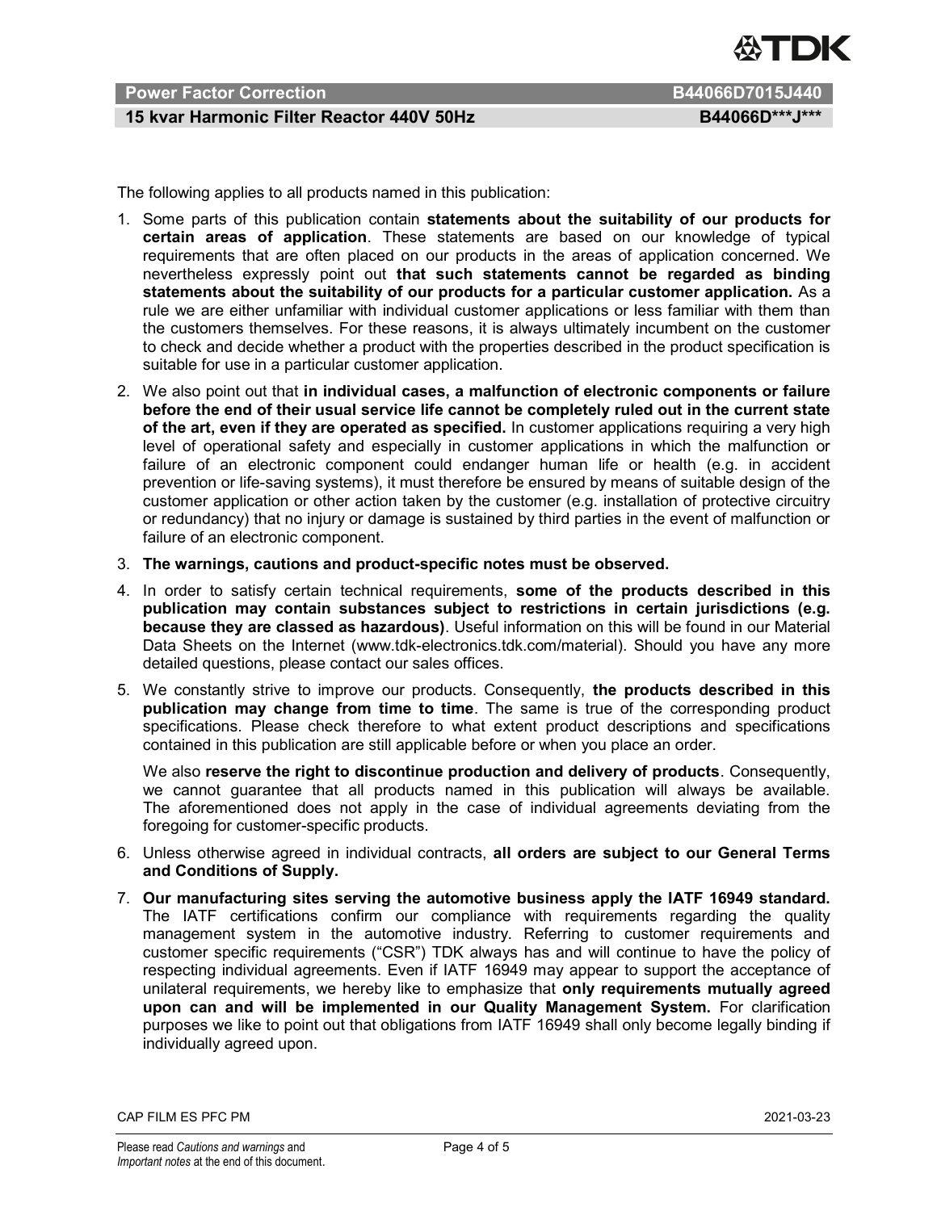The following applies to all products named in this publication:

1. Some parts of this publication contain **statements about the suitability of our products for certain areas of application**. These statements are based on our knowledge of typical requirements that are often placed on our products in the areas of application concerned. We nevertheless expressly point out **that such statements cannot be regarded as binding statements about the suitability of our products for a particular customer application.** As a rule we are either unfamiliar with individual customer applications or less familiar with them than the customers themselves. For these reasons, it is always ultimately incumbent on the customer to check and decide whether a product with the properties described in the product specification is suitable for use in a particular customer application.
2. We also point out that **in individual cases, a malfunction of electronic components or failure before the end of their usual service life cannot be completely ruled out in the current state of the art, even if they are operated as specified.** In customer applications requiring a very high level of operational safety and especially in customer applications in which the malfunction or failure of an electronic component could endanger human life or health (e.g. in accident prevention or life-saving systems), it must therefore be ensured by means of suitable design of the customer application or other action taken by the customer (e.g. installation of protective circuitry or redundancy) that no injury or damage is sustained by third parties in the event of malfunction or failure of an electronic component.
3. **The warnings, cautions and product-specific notes must be observed.**
4. In order to satisfy certain technical requirements, **some of the products described in this publication may contain substances subject to restrictions in certain jurisdictions (e.g. because they are classed as hazardous)**. Useful information on this will be found in our Material Data Sheets on the Internet (www.tdk-electronics.tdk.com/material). Should you have any more detailed questions, please contact our sales offices.
5. We constantly strive to improve our products. Consequently, **the products described in this publication may change from time to time**. The same is true of the corresponding product specifications. Please check therefore to what extent product descriptions and specifications contained in this publication are still applicable before or when you place an order.

   We also **reserve the right to discontinue production and delivery of products**. Consequently, we cannot guarantee that all products named in this publication will always be available. The aforementioned does not apply in the case of individual agreements deviating from the foregoing for customer-specific products.
6. Unless otherwise agreed in individual contracts, **all orders are subject to our General Terms and Conditions of Supply.**
7. **Our manufacturing sites serving the automotive business apply the IATF 16949 standard.** The IATF certifications confirm our compliance with requirements regarding the quality management system in the automotive industry. Referring to customer requirements and customer specific requirements ("CSR") TDK always has and will continue to have the policy of respecting individual agreements. Even if IATF 16949 may appear to support the acceptance of unilateral requirements, we hereby like to emphasize that **only requirements mutually agreed upon can and will be implemented in our Quality Management System.** For clarification purposes we like to point out that obligations from IATF 16949 shall only become legally binding if individually agreed upon.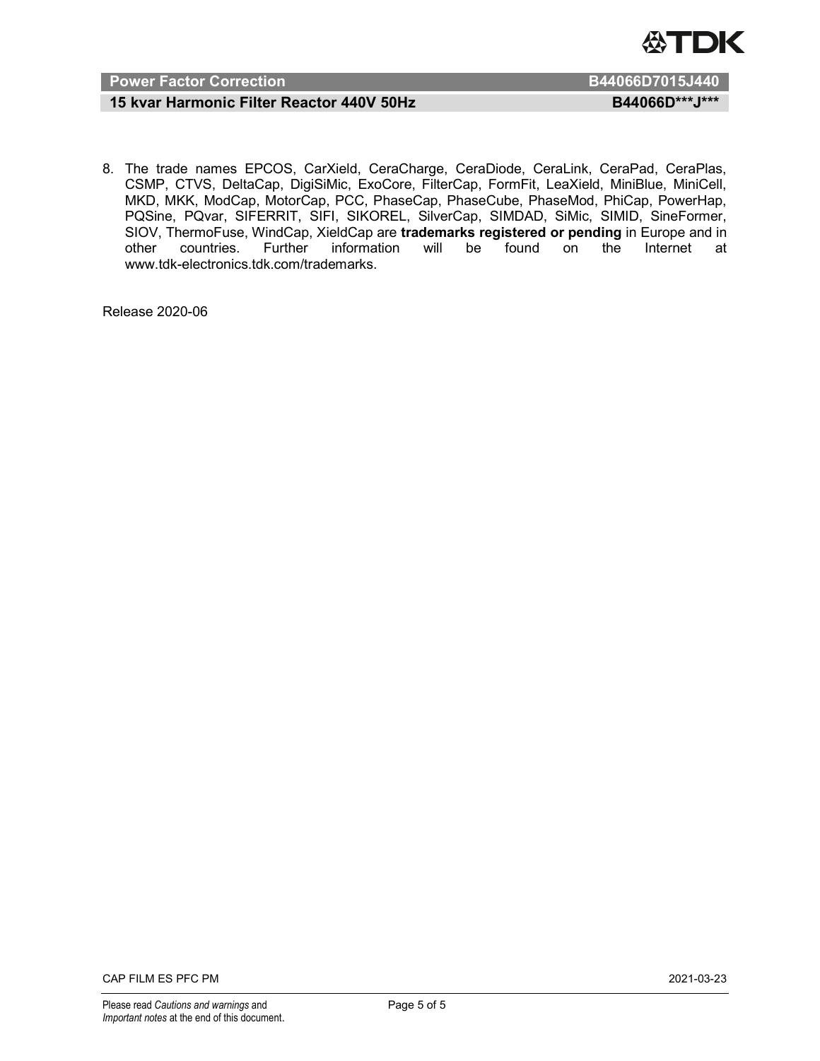8. The trade names EPCOS, CarXield, CeraCharge, CeraDiode, CeraLink, CeraPad, CeraPlas, CSMP, CTVS, DeltaCap, DigiSiMic, ExoCore, FilterCap, FormFit, LeaXield, MiniBlue, MiniCell, MKD, MKK, ModCap, MotorCap, PCC, PhaseCap, PhaseCube, PhaseMod, PhiCap, PowerHap, PQSine, PQvar, SIFERRIT, SIFI, SIKOREL, SilverCap, SIMDAD, SiMic, SIMID, SineFormer, SIOV, ThermoFuse, WindCap, XieldCap are **trademarks registered or pending** in Europe and in other countries. Further information will be found on the Internet at www.tdk-electronics.tdk.com/trademarks.

Release 2020-06